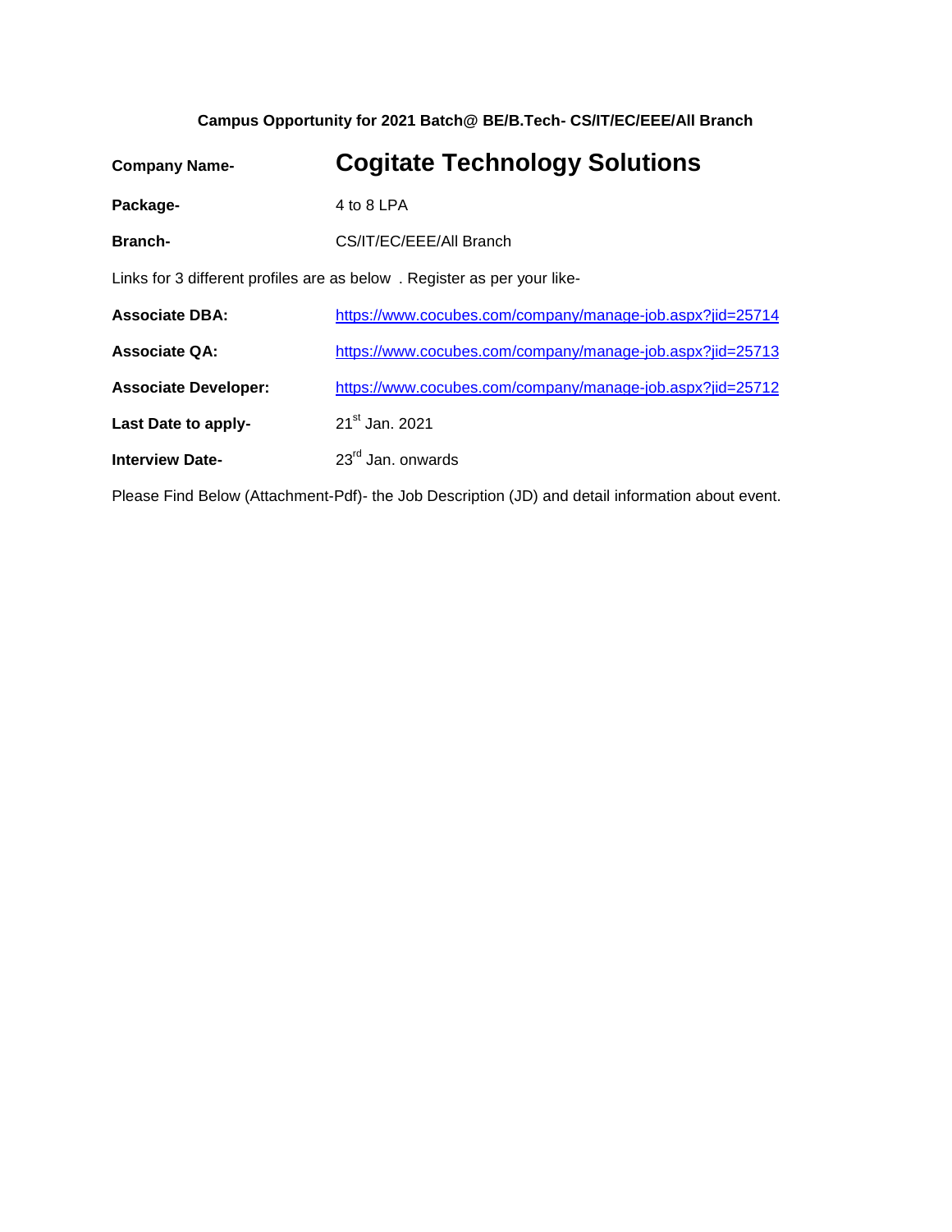**Campus Opportunity for 2021 Batch@ BE/B.Tech- CS/IT/EC/EEE/All Branch**

**Company Name-** **Cogitate Technology Solutions**

**Package-** 4 to 8 LPA

**Branch-** CS/IT/EC/EEE/All Branch

Links for 3 different profiles are as below . Register as per your like-

**Associate DBA:** https://www.cocubes.com/company/manage-job.aspx?jid=25714

**Associate QA:** https://www.cocubes.com/company/manage-job.aspx?jid=25713

**Associate Developer:** https://www.cocubes.com/company/manage-job.aspx?jid=25712

**Last Date to apply-** 21st Jan. 2021

**Interview Date-** 23rd Jan. onwards

Please Find Below (Attachment-Pdf)- the Job Description (JD) and detail information about event.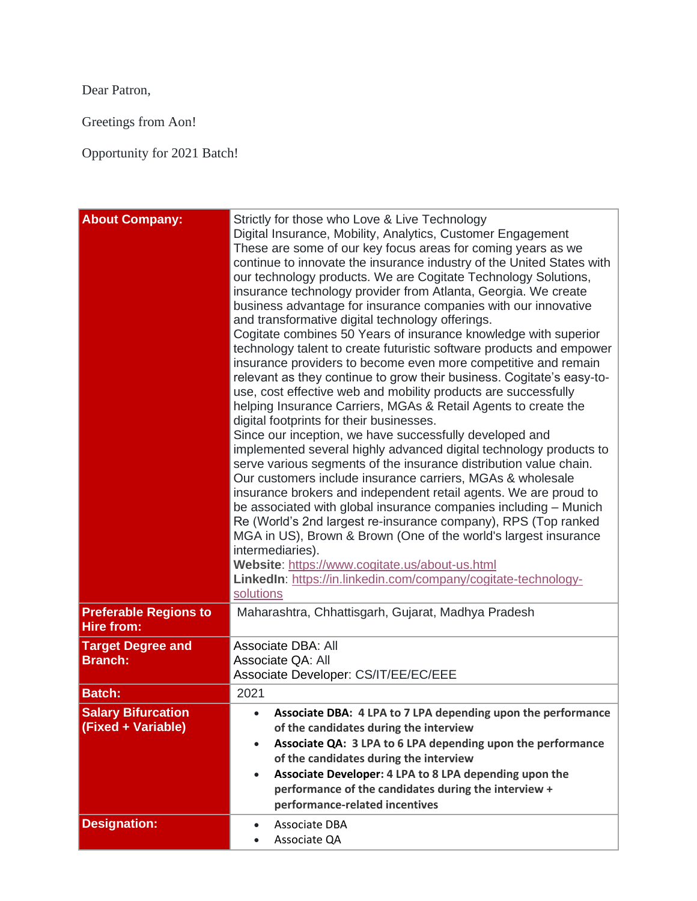Dear Patron,

Greetings from Aon!

Opportunity for 2021 Batch!

| | |
|---|---|
| **About Company:** | Strictly for those who Love & Live Technology<br>Digital Insurance, Mobility, Analytics, Customer Engagement<br>These are some of our key focus areas for coming years as we continue to innovate the insurance industry of the United States with our technology products. We are Cogitate Technology Solutions, insurance technology provider from Atlanta, Georgia. We create business advantage for insurance companies with our innovative and transformative digital technology offerings.<br>Cogitate combines 50 Years of insurance knowledge with superior technology talent to create futuristic software products and empower insurance providers to become even more competitive and remain relevant as they continue to grow their business. Cogitate's easy-to-use, cost effective web and mobility products are successfully helping Insurance Carriers, MGAs & Retail Agents to create the digital footprints for their businesses.<br>Since our inception, we have successfully developed and implemented several highly advanced digital technology products to serve various segments of the insurance distribution value chain. Our customers include insurance carriers, MGAs & wholesale insurance brokers and independent retail agents. We are proud to be associated with global insurance companies including – Munich Re (World's 2nd largest re-insurance company), RPS (Top ranked MGA in US), Brown & Brown (One of the world's largest insurance intermediaries).<br>**Website**: https://www.cogitate.us/about-us.html<br>**LinkedIn**: https://in.linkedin.com/company/cogitate-technology-solutions |
| **Preferable Regions to Hire from:** | Maharashtra, Chhattisgarh, Gujarat, Madhya Pradesh |
| **Target Degree and Branch:** | Associate DBA: All<br>Associate QA: All<br>Associate Developer: CS/IT/EE/EC/EEE |
| **Batch:** | 2021 |
| **Salary Bifurcation (Fixed + Variable)** | • **Associate DBA: 4 LPA to 7 LPA depending upon the performance of the candidates during the interview**<br>• **Associate QA: 3 LPA to 6 LPA depending upon the performance of the candidates during the interview**<br>• **Associate Developer: 4 LPA to 8 LPA depending upon the performance of the candidates during the interview + performance-related incentives** |
| **Designation:** | • Associate DBA<br>• Associate QA |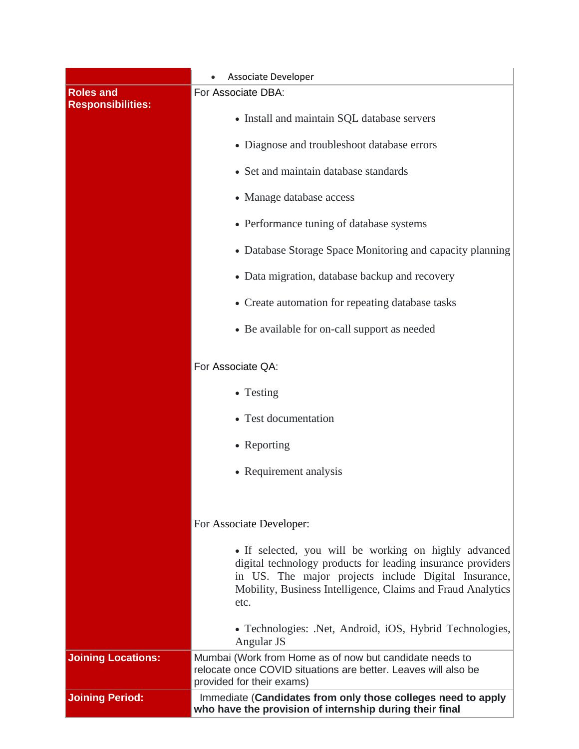| | |
|---|---|
| | • Associate Developer |
| **Roles and Responsibilities:** | For Associate DBA:<br><br>• Install and maintain SQL database servers<br>• Diagnose and troubleshoot database errors<br>• Set and maintain database standards<br>• Manage database access<br>• Performance tuning of database systems<br>• Database Storage Space Monitoring and capacity planning<br>• Data migration, database backup and recovery<br>• Create automation for repeating database tasks<br>• Be available for on-call support as needed<br><br>For Associate QA:<br><br>• Testing<br>• Test documentation<br>• Reporting<br>• Requirement analysis<br><br>For Associate Developer:<br><br>• If selected, you will be working on highly advanced digital technology products for leading insurance providers in US. The major projects include Digital Insurance, Mobility, Business Intelligence, Claims and Fraud Analytics etc.<br><br>• Technologies: .Net, Android, iOS, Hybrid Technologies, Angular JS |
| **Joining Locations:** | Mumbai (Work from Home as of now but candidate needs to relocate once COVID situations are better. Leaves will also be provided for their exams) |
| **Joining Period:** | Immediate (**Candidates from only those colleges need to apply who have the provision of internship during their final** |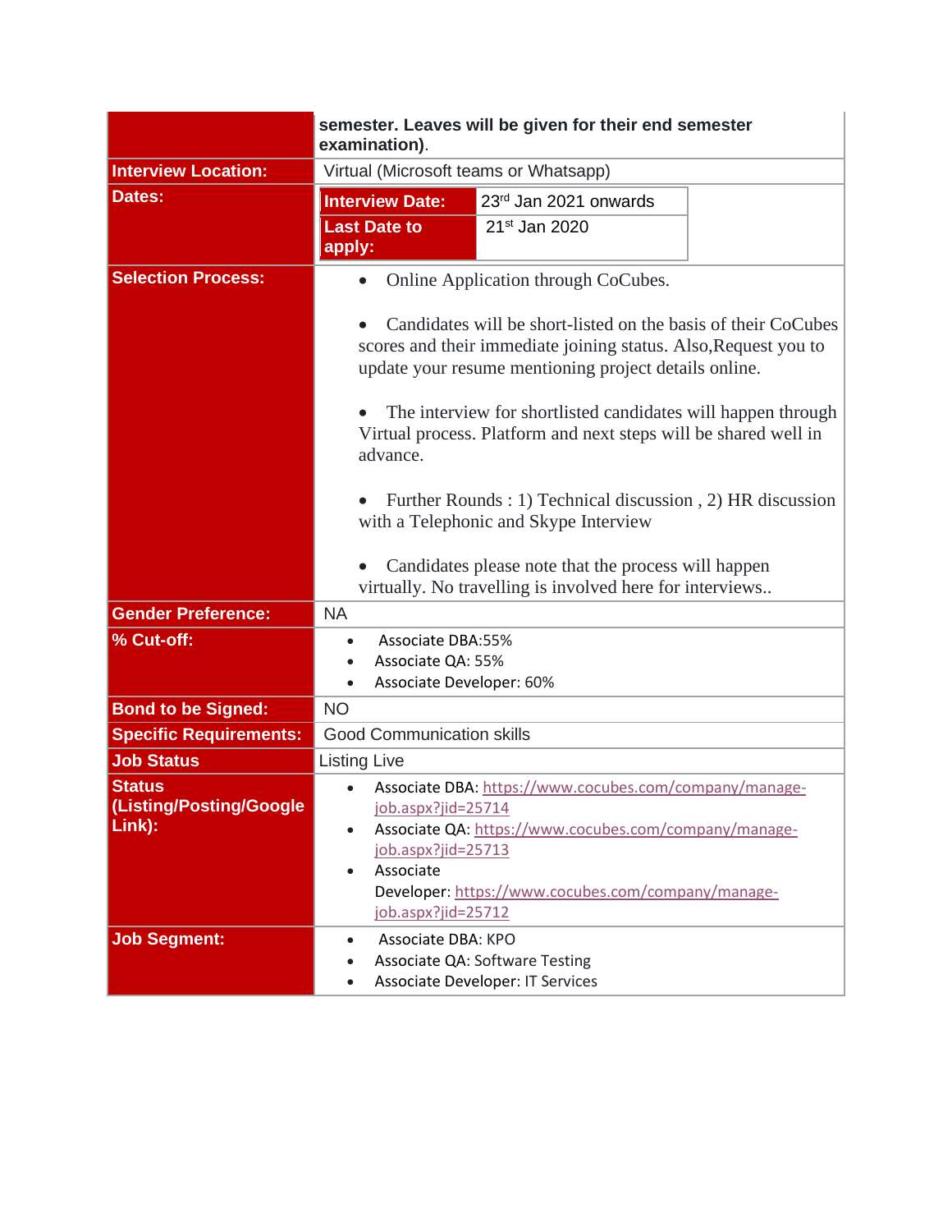| | |
|---|---|
| | **semester. Leaves will be given for their end semester examination)**. |
| **Interview Location:** | Virtual (Microsoft teams or Whatsapp) |
| **Dates:** | **Interview Date:** 23rd Jan 2021 onwards<br>**Last Date to apply:** 21st Jan 2020 |
| **Selection Process:** | • Online Application through CoCubes.<br><br>• Candidates will be short-listed on the basis of their CoCubes scores and their immediate joining status. Also,Request you to update your resume mentioning project details online.<br><br>• The interview for shortlisted candidates will happen through Virtual process. Platform and next steps will be shared well in advance.<br><br>• Further Rounds : 1) Technical discussion , 2) HR discussion with a Telephonic and Skype Interview<br><br>• Candidates please note that the process will happen virtually. No travelling is involved here for interviews.. |
| **Gender Preference:** | NA |
| **% Cut-off:** | • Associate DBA:55%<br>• Associate QA: 55%<br>• Associate Developer: 60% |
| **Bond to be Signed:** | NO |
| **Specific Requirements:** | Good Communication skills |
| **Job Status** | Listing Live |
| **Status (Listing/Posting/Google Link):** | • Associate DBA: https://www.cocubes.com/company/manage-job.aspx?jid=25714<br>• Associate QA: https://www.cocubes.com/company/manage-job.aspx?jid=25713<br>• Associate Developer: https://www.cocubes.com/company/manage-job.aspx?jid=25712 |
| **Job Segment:** | • Associate DBA: KPO<br>• Associate QA: Software Testing<br>• Associate Developer: IT Services |